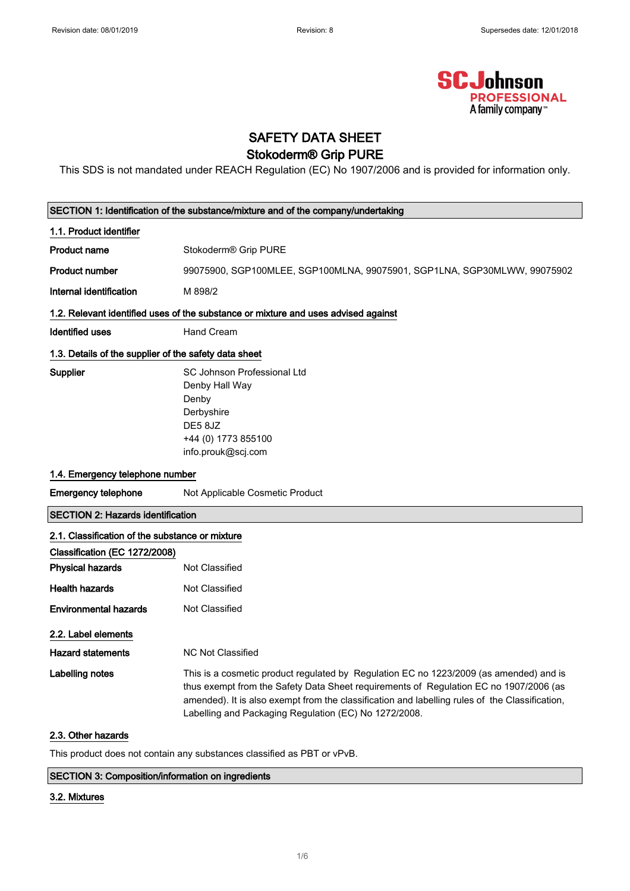# SAFETY DATA SHEET

## Stokoderm® Grip PURE

This SDS is not mandated under REACH Regulation (EC) No 1907/2006 and is provided for information only.

## SECTION 1: Identification of the substance/mixture and of the company/undertaking

### 1.1. Product identifier

**Product name** Stokoderm® Grip PURE

**Product number** 99075900, SGP100MLEE, SGP100MLNA, 99075901, SGP1LNA, SGP30MLWW, 99075902

**Internal identification** M 898/2

### 1.2. Relevant identified uses of the substance or mixture and uses advised against

**Identified uses** Hand Cream

### 1.3. Details of the supplier of the safety data sheet

**Supplier**
SC Johnson Professional Ltd
Denby Hall Way
Denby
Derbyshire
DE5 8JZ
+44 (0) 1773 855100
info.prouk@scj.com

### 1.4. Emergency telephone number

**Emergency telephone** Not Applicable Cosmetic Product

## SECTION 2: Hazards identification

### 2.1. Classification of the substance or mixture

**Classification (EC 1272/2008)**

**Physical hazards** Not Classified

**Health hazards** Not Classified

**Environmental hazards** Not Classified

### 2.2. Label elements

**Hazard statements** NC Not Classified

**Labelling notes** This is a cosmetic product regulated by Regulation EC no 1223/2009 (as amended) and is thus exempt from the Safety Data Sheet requirements of Regulation EC no 1907/2006 (as amended). It is also exempt from the classification and labelling rules of the Classification, Labelling and Packaging Regulation (EC) No 1272/2008.

### 2.3. Other hazards

This product does not contain any substances classified as PBT or vPvB.

## SECTION 3: Composition/information on ingredients

### 3.2. Mixtures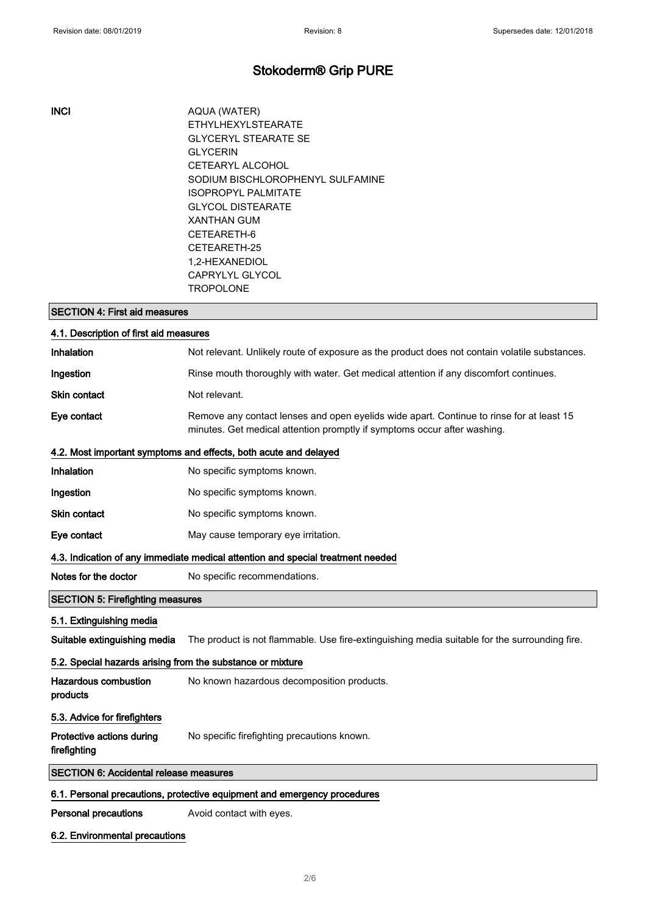# Stokoderm® Grip PURE

| | |
|---|---|
| **INCI** | AQUA (WATER)<br>ETHYLHEXYLSTEARATE<br>GLYCERYL STEARATE SE<br>GLYCERIN<br>CETEARYL ALCOHOL<br>SODIUM BISCHLOROPHENYL SULFAMINE<br>ISOPROPYL PALMITATE<br>GLYCOL DISTEARATE<br>XANTHAN GUM<br>CETEARETH-6<br>CETEARETH-25<br>1,2-HEXANEDIOL<br>CAPRYLYL GLYCOL<br>TROPOLONE |

## SECTION 4: First aid measures

### 4.1. Description of first aid measures

| | |
|---|---|
| **Inhalation** | Not relevant. Unlikely route of exposure as the product does not contain volatile substances. |
| **Ingestion** | Rinse mouth thoroughly with water. Get medical attention if any discomfort continues. |
| **Skin contact** | Not relevant. |
| **Eye contact** | Remove any contact lenses and open eyelids wide apart. Continue to rinse for at least 15 minutes. Get medical attention promptly if symptoms occur after washing. |

### 4.2. Most important symptoms and effects, both acute and delayed

| | |
|---|---|
| **Inhalation** | No specific symptoms known. |
| **Ingestion** | No specific symptoms known. |
| **Skin contact** | No specific symptoms known. |
| **Eye contact** | May cause temporary eye irritation. |

### 4.3. Indication of any immediate medical attention and special treatment needed

| | |
|---|---|
| **Notes for the doctor** | No specific recommendations. |

## SECTION 5: Firefighting measures

### 5.1. Extinguishing media

| | |
|---|---|
| **Suitable extinguishing media** | The product is not flammable. Use fire-extinguishing media suitable for the surrounding fire. |

### 5.2. Special hazards arising from the substance or mixture

| | |
|---|---|
| **Hazardous combustion products** | No known hazardous decomposition products. |

### 5.3. Advice for firefighters

| | |
|---|---|
| **Protective actions during firefighting** | No specific firefighting precautions known. |

## SECTION 6: Accidental release measures

### 6.1. Personal precautions, protective equipment and emergency procedures

| | |
|---|---|
| **Personal precautions** | Avoid contact with eyes. |

### 6.2. Environmental precautions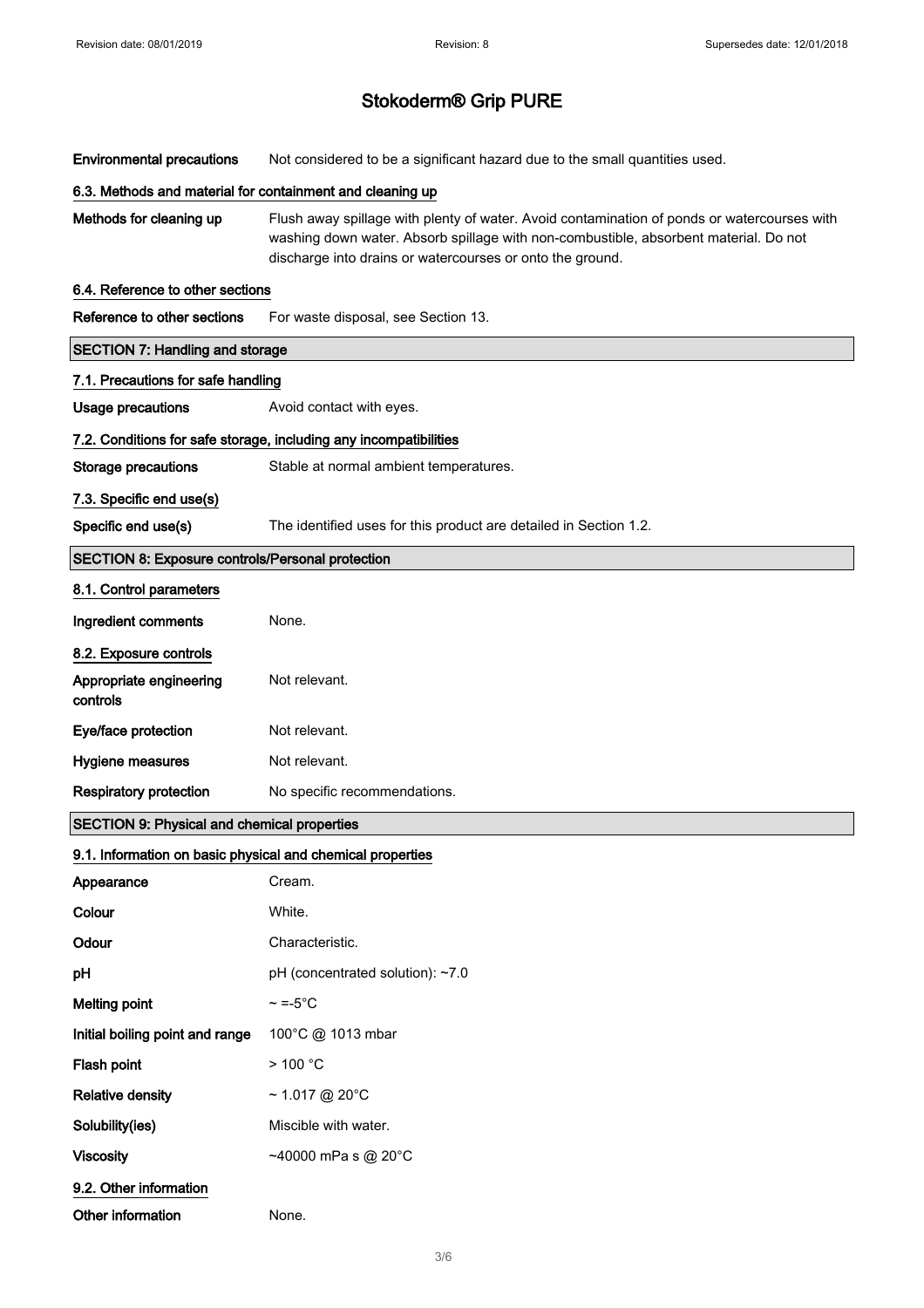**Environmental precautions** Not considered to be a significant hazard due to the small quantities used.

### 6.3. Methods and material for containment and cleaning up

**Methods for cleaning up** Flush away spillage with plenty of water. Avoid contamination of ponds or watercourses with washing down water. Absorb spillage with non-combustible, absorbent material. Do not discharge into drains or watercourses or onto the ground.

### 6.4. Reference to other sections

**Reference to other sections** For waste disposal, see Section 13.

## SECTION 7: Handling and storage

### 7.1. Precautions for safe handling

**Usage precautions** Avoid contact with eyes.

### 7.2. Conditions for safe storage, including any incompatibilities

**Storage precautions** Stable at normal ambient temperatures.

### 7.3. Specific end use(s)

**Specific end use(s)** The identified uses for this product are detailed in Section 1.2.

## SECTION 8: Exposure controls/Personal protection

### 8.1. Control parameters

**Ingredient comments** None.

### 8.2. Exposure controls

**Appropriate engineering controls** Not relevant.

**Eye/face protection** Not relevant.

**Hygiene measures** Not relevant.

**Respiratory protection** No specific recommendations.

## SECTION 9: Physical and chemical properties

### 9.1. Information on basic physical and chemical properties

**Appearance** Cream.

**Colour** White.

**Odour** Characteristic.

**pH** pH (concentrated solution): ~7.0

**Melting point** ~ =-5°C

**Initial boiling point and range** 100°C @ 1013 mbar

**Flash point** > 100 °C

**Relative density** ~ 1.017 @ 20°C

**Solubility(ies)** Miscible with water.

**Viscosity** ~40000 mPa s @ 20°C

### 9.2. Other information

**Other information** None.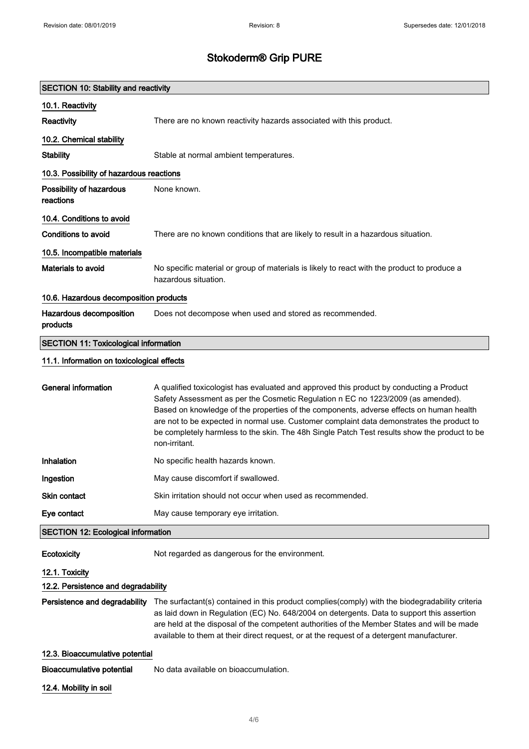# Stokoderm® Grip PURE

## SECTION 10: Stability and reactivity

### 10.1. Reactivity

**Reactivity** There are no known reactivity hazards associated with this product.

### 10.2. Chemical stability

**Stability** Stable at normal ambient temperatures.

### 10.3. Possibility of hazardous reactions

**Possibility of hazardous reactions** None known.

### 10.4. Conditions to avoid

**Conditions to avoid** There are no known conditions that are likely to result in a hazardous situation.

### 10.5. Incompatible materials

**Materials to avoid** No specific material or group of materials is likely to react with the product to produce a hazardous situation.

### 10.6. Hazardous decomposition products

**Hazardous decomposition products** Does not decompose when used and stored as recommended.

## SECTION 11: Toxicological information

### 11.1. Information on toxicological effects

**General information** A qualified toxicologist has evaluated and approved this product by conducting a Product Safety Assessment as per the Cosmetic Regulation n EC no 1223/2009 (as amended). Based on knowledge of the properties of the components, adverse effects on human health are not to be expected in normal use. Customer complaint data demonstrates the product to be completely harmless to the skin. The 48h Single Patch Test results show the product to be non-irritant.

**Inhalation** No specific health hazards known.

**Ingestion** May cause discomfort if swallowed.

**Skin contact** Skin irritation should not occur when used as recommended.

**Eye contact** May cause temporary eye irritation.

## SECTION 12: Ecological information

**Ecotoxicity** Not regarded as dangerous for the environment.

### 12.1. Toxicity

### 12.2. Persistence and degradability

**Persistence and degradability** The surfactant(s) contained in this product complies(comply) with the biodegradability criteria as laid down in Regulation (EC) No. 648/2004 on detergents. Data to support this assertion are held at the disposal of the competent authorities of the Member States and will be made available to them at their direct request, or at the request of a detergent manufacturer.

### 12.3. Bioaccumulative potential

**Bioaccumulative potential** No data available on bioaccumulation.

### 12.4. Mobility in soil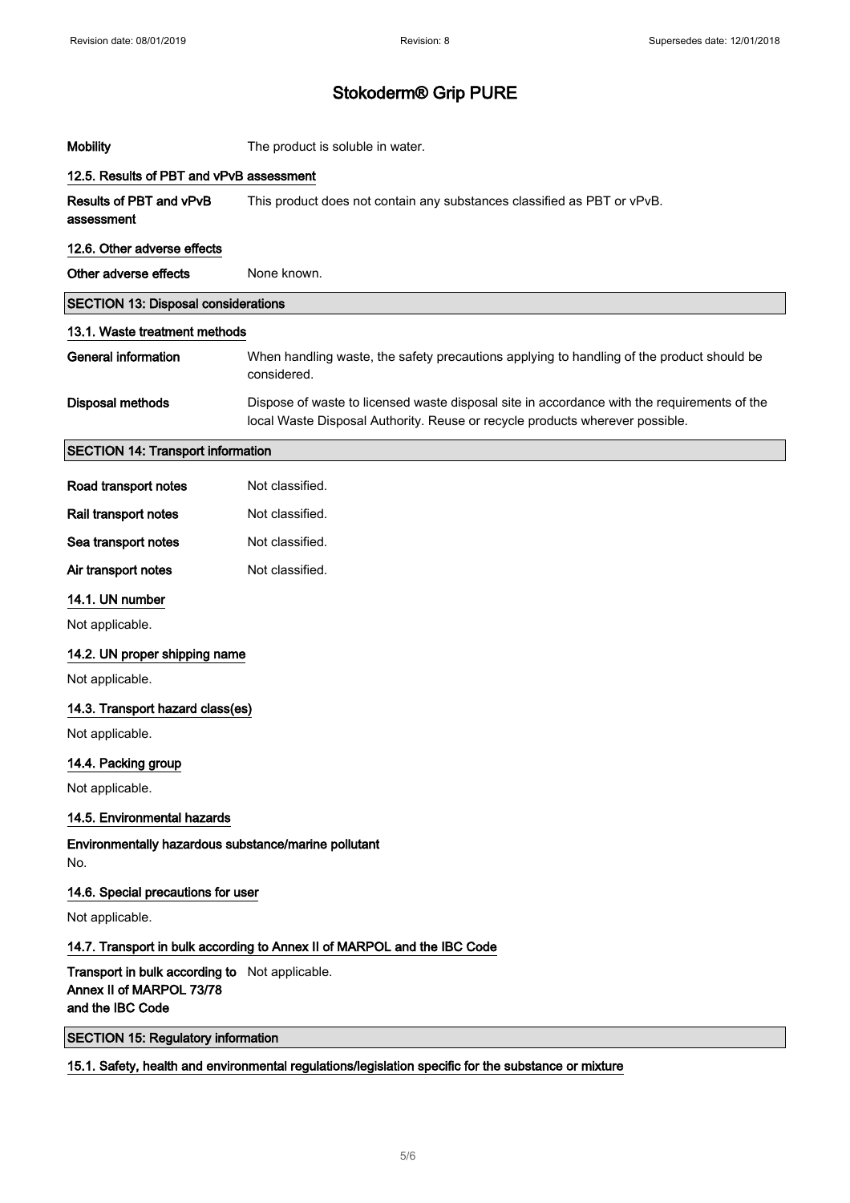| | |
|---|---|
| **Mobility** | The product is soluble in water. |

### 12.5. Results of PBT and vPvB assessment

| | |
|---|---|
| **Results of PBT and vPvB assessment** | This product does not contain any substances classified as PBT or vPvB. |

### 12.6. Other adverse effects

| | |
|---|---|
| **Other adverse effects** | None known. |

## SECTION 13: Disposal considerations

### 13.1. Waste treatment methods

| | |
|---|---|
| **General information** | When handling waste, the safety precautions applying to handling of the product should be considered. |
| **Disposal methods** | Dispose of waste to licensed waste disposal site in accordance with the requirements of the local Waste Disposal Authority. Reuse or recycle products wherever possible. |

## SECTION 14: Transport information

| | |
|---|---|
| **Road transport notes** | Not classified. |
| **Rail transport notes** | Not classified. |
| **Sea transport notes** | Not classified. |
| **Air transport notes** | Not classified. |

### 14.1. UN number

Not applicable.

### 14.2. UN proper shipping name

Not applicable.

### 14.3. Transport hazard class(es)

Not applicable.

### 14.4. Packing group

Not applicable.

### 14.5. Environmental hazards

**Environmentally hazardous substance/marine pollutant**

No.

### 14.6. Special precautions for user

Not applicable.

### 14.7. Transport in bulk according to Annex II of MARPOL and the IBC Code

| | |
|---|---|
| **Transport in bulk according to Annex II of MARPOL 73/78 and the IBC Code** | Not applicable. |

## SECTION 15: Regulatory information

### 15.1. Safety, health and environmental regulations/legislation specific for the substance or mixture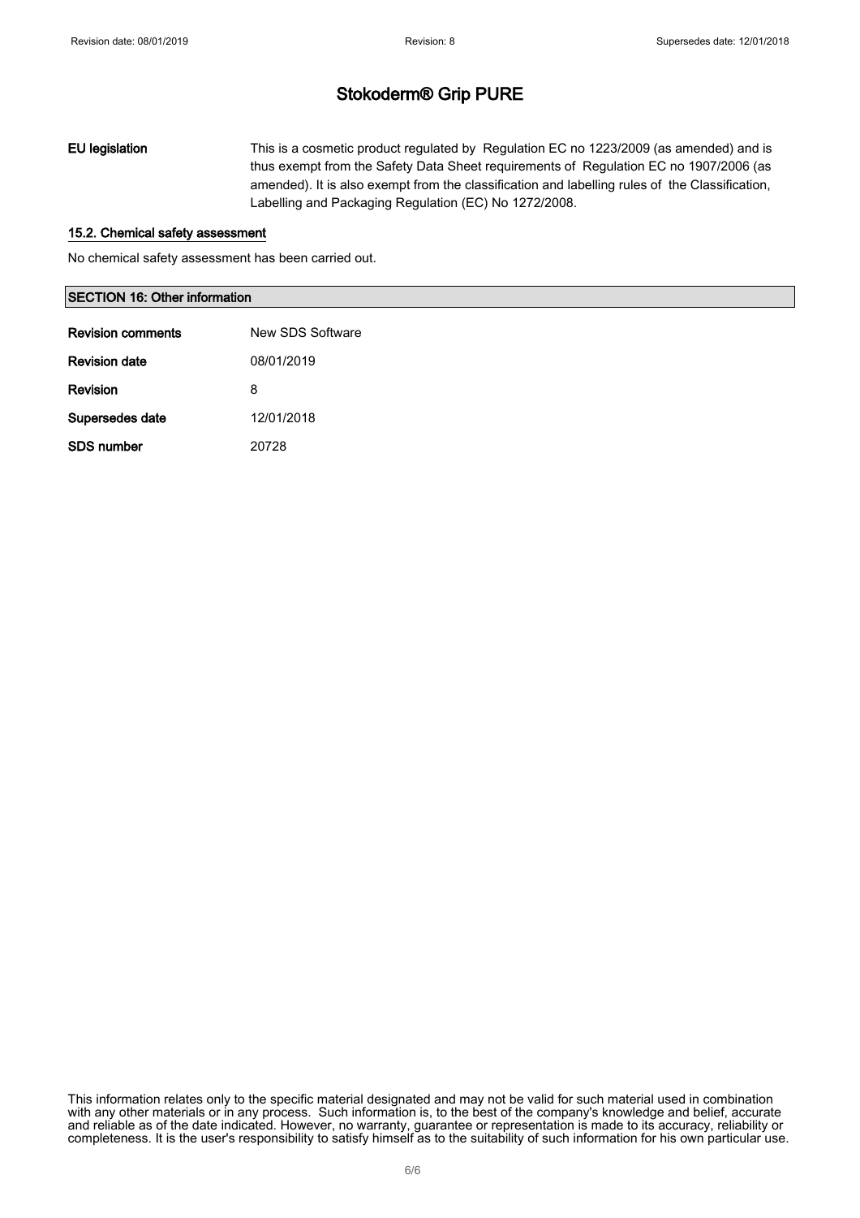# Stokoderm® Grip PURE

| | |
|---|---|
| **EU legislation** | This is a cosmetic product regulated by Regulation EC no 1223/2009 (as amended) and is thus exempt from the Safety Data Sheet requirements of Regulation EC no 1907/2006 (as amended). It is also exempt from the classification and labelling rules of the Classification, Labelling and Packaging Regulation (EC) No 1272/2008. |

### 15.2. Chemical safety assessment

No chemical safety assessment has been carried out.

## SECTION 16: Other information

| | |
|---|---|
| **Revision comments** | New SDS Software |
| **Revision date** | 08/01/2019 |
| **Revision** | 8 |
| **Supersedes date** | 12/01/2018 |
| **SDS number** | 20728 |

This information relates only to the specific material designated and may not be valid for such material used in combination with any other materials or in any process. Such information is, to the best of the company's knowledge and belief, accurate and reliable as of the date indicated. However, no warranty, guarantee or representation is made to its accuracy, reliability or completeness. It is the user's responsibility to satisfy himself as to the suitability of such information for his own particular use.